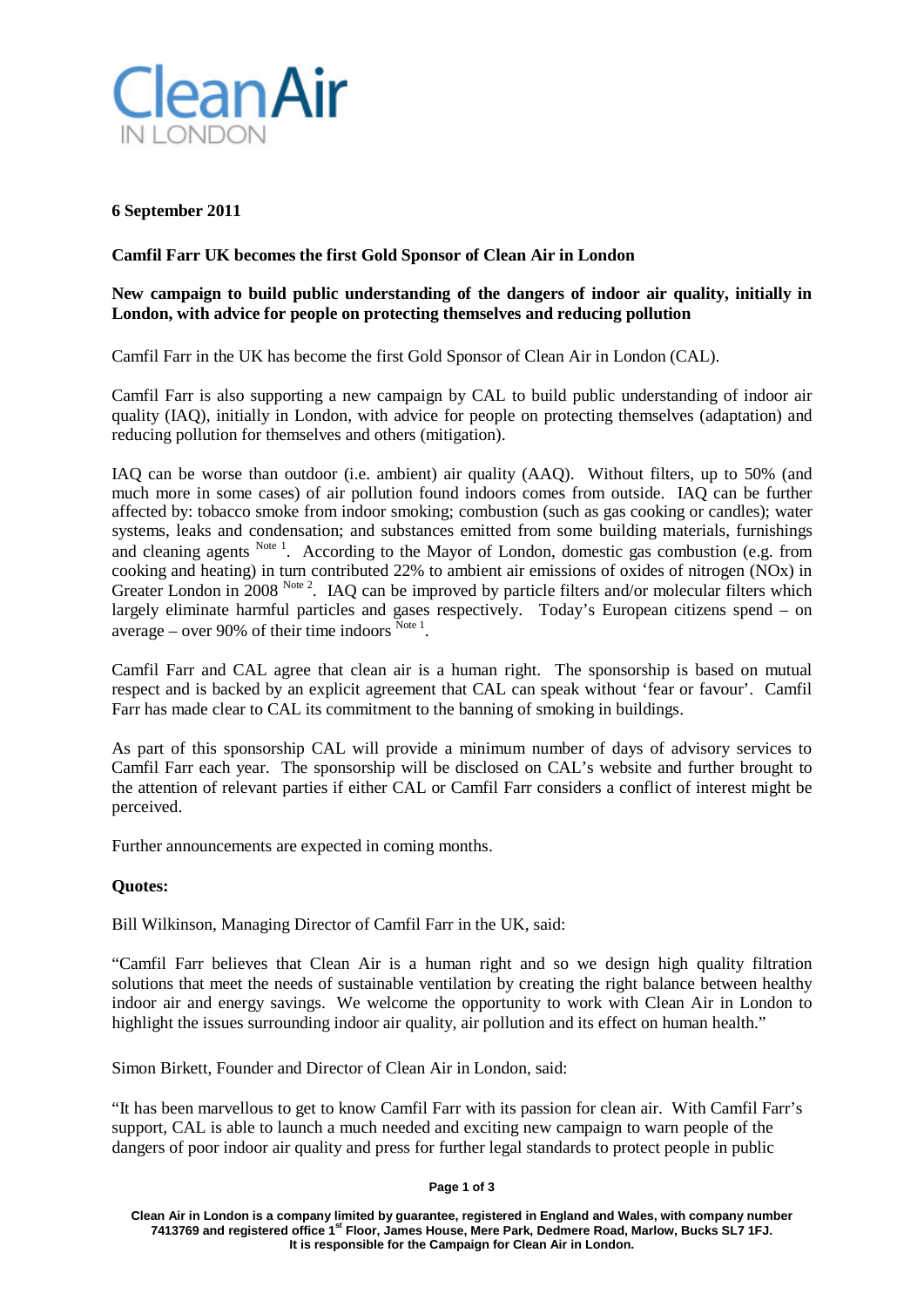**Clean Air**
IN LONDON

**6 September 2011**

**Camfil Farr UK becomes the first Gold Sponsor of Clean Air in London**

**New campaign to build public understanding of the dangers of indoor air quality, initially in London, with advice for people on protecting themselves and reducing pollution**

Camfil Farr in the UK has become the first Gold Sponsor of Clean Air in London (CAL).

Camfil Farr is also supporting a new campaign by CAL to build public understanding of indoor air quality (IAQ), initially in London, with advice for people on protecting themselves (adaptation) and reducing pollution for themselves and others (mitigation).

IAQ can be worse than outdoor (i.e. ambient) air quality (AAQ). Without filters, up to 50% (and much more in some cases) of air pollution found indoors comes from outside. IAQ can be further affected by: tobacco smoke from indoor smoking; combustion (such as gas cooking or candles); water systems, leaks and condensation; and substances emitted from some building materials, furnishings and cleaning agents [Note 1]. According to the Mayor of London, domestic gas combustion (e.g. from cooking and heating) in turn contributed 22% to ambient air emissions of oxides of nitrogen (NOx) in Greater London in 2008 [Note 2]. IAQ can be improved by particle filters and/or molecular filters which largely eliminate harmful particles and gases respectively. Today's European citizens spend – on average – over 90% of their time indoors [Note 1].

Camfil Farr and CAL agree that clean air is a human right. The sponsorship is based on mutual respect and is backed by an explicit agreement that CAL can speak without 'fear or favour'. Camfil Farr has made clear to CAL its commitment to the banning of smoking in buildings.

As part of this sponsorship CAL will provide a minimum number of days of advisory services to Camfil Farr each year. The sponsorship will be disclosed on CAL's website and further brought to the attention of relevant parties if either CAL or Camfil Farr considers a conflict of interest might be perceived.

Further announcements are expected in coming months.

**Quotes:**

Bill Wilkinson, Managing Director of Camfil Farr in the UK, said:

"Camfil Farr believes that Clean Air is a human right and so we design high quality filtration solutions that meet the needs of sustainable ventilation by creating the right balance between healthy indoor air and energy savings. We welcome the opportunity to work with Clean Air in London to highlight the issues surrounding indoor air quality, air pollution and its effect on human health."

Simon Birkett, Founder and Director of Clean Air in London, said:

"It has been marvellous to get to know Camfil Farr with its passion for clean air. With Camfil Farr's support, CAL is able to launch a much needed and exciting new campaign to warn people of the dangers of poor indoor air quality and press for further legal standards to protect people in public

**Clean Air in London is a company limited by guarantee, registered in England and Wales, with company number 7413769 and registered office 1st Floor, James House, Mere Park, Dedmere Road, Marlow, Bucks SL7 1FJ. It is responsible for the Campaign for Clean Air in London.**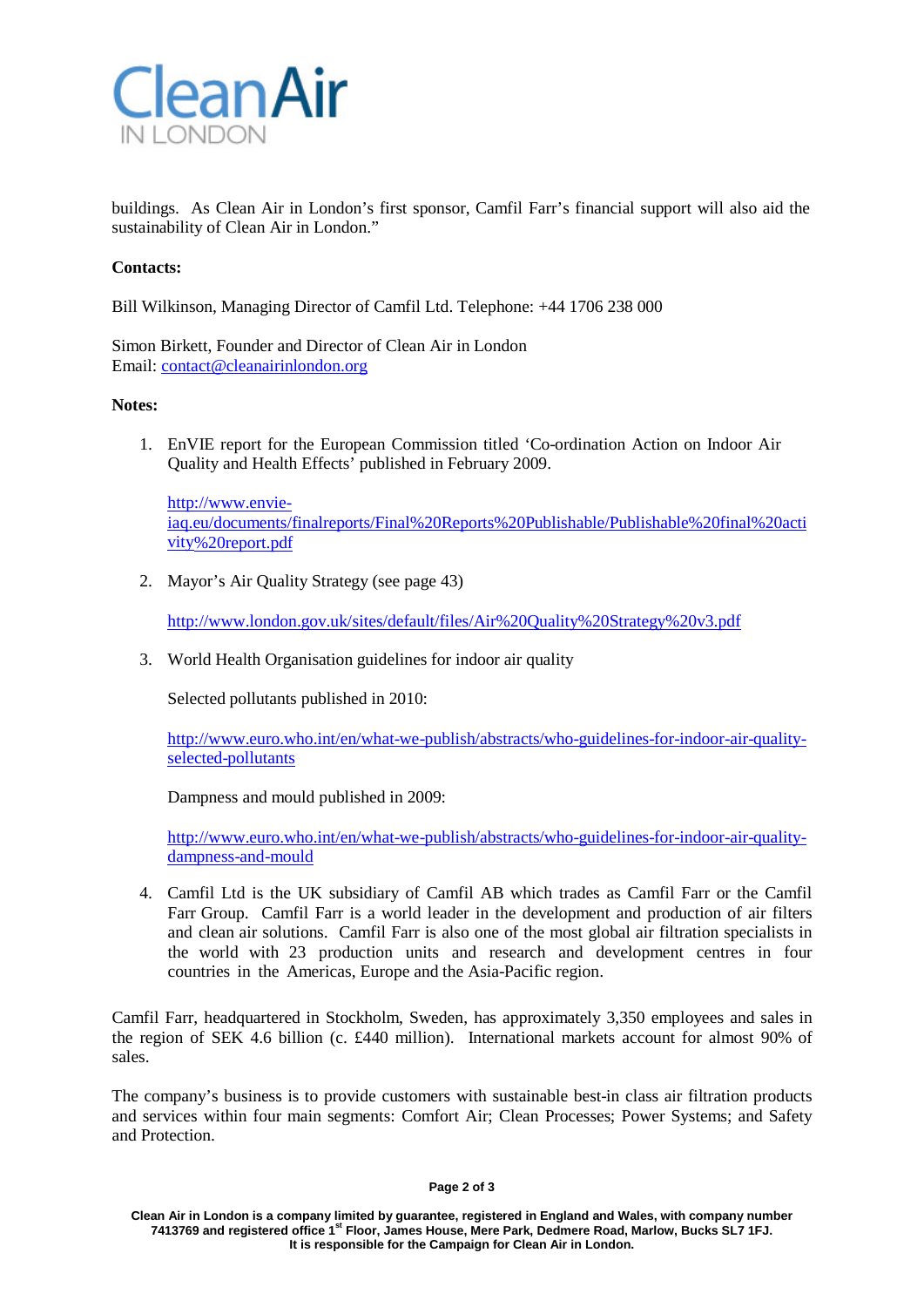buildings. As Clean Air in London's first sponsor, Camfil Farr's financial support will also aid the sustainability of Clean Air in London."

**Contacts:**

Bill Wilkinson, Managing Director of Camfil Ltd. Telephone: +44 1706 238 000

Simon Birkett, Founder and Director of Clean Air in London
Email: contact@cleanairinlondon.org

**Notes:**

1. EnVIE report for the European Commission titled 'Co-ordination Action on Indoor Air Quality and Health Effects' published in February 2009.

   http://www.envie-iaq.eu/documents/finalreports/Final%20Reports%20Publishable/Publishable%20final%20activity%20report.pdf

2. Mayor's Air Quality Strategy (see page 43)

   http://www.london.gov.uk/sites/default/files/Air%20Quality%20Strategy%20v3.pdf

3. World Health Organisation guidelines for indoor air quality

   Selected pollutants published in 2010:

   http://www.euro.who.int/en/what-we-publish/abstracts/who-guidelines-for-indoor-air-quality-selected-pollutants

   Dampness and mould published in 2009:

   http://www.euro.who.int/en/what-we-publish/abstracts/who-guidelines-for-indoor-air-quality-dampness-and-mould

4. Camfil Ltd is the UK subsidiary of Camfil AB which trades as Camfil Farr or the Camfil Farr Group. Camfil Farr is a world leader in the development and production of air filters and clean air solutions. Camfil Farr is also one of the most global air filtration specialists in the world with 23 production units and research and development centres in four countries in the Americas, Europe and the Asia-Pacific region.

Camfil Farr, headquartered in Stockholm, Sweden, has approximately 3,350 employees and sales in the region of SEK 4.6 billion (c. £440 million). International markets account for almost 90% of sales.

The company's business is to provide customers with sustainable best-in class air filtration products and services within four main segments: Comfort Air; Clean Processes; Power Systems; and Safety and Protection.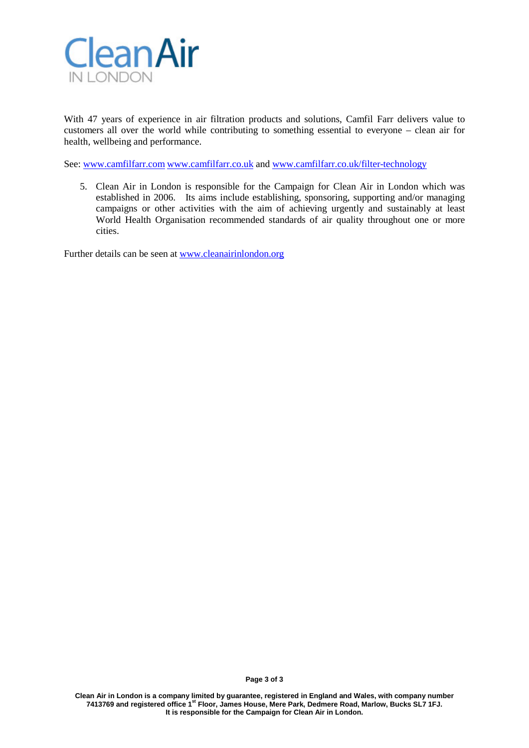With 47 years of experience in air filtration products and solutions, Camfil Farr delivers value to customers all over the world while contributing to something essential to everyone – clean air for health, wellbeing and performance.

See: www.camfilfarr.com www.camfilfarr.co.uk and www.camfilfarr.co.uk/filter-technology

5. Clean Air in London is responsible for the Campaign for Clean Air in London which was established in 2006. Its aims include establishing, sponsoring, supporting and/or managing campaigns or other activities with the aim of achieving urgently and sustainably at least World Health Organisation recommended standards of air quality throughout one or more cities.

Further details can be seen at www.cleanairinlondon.org